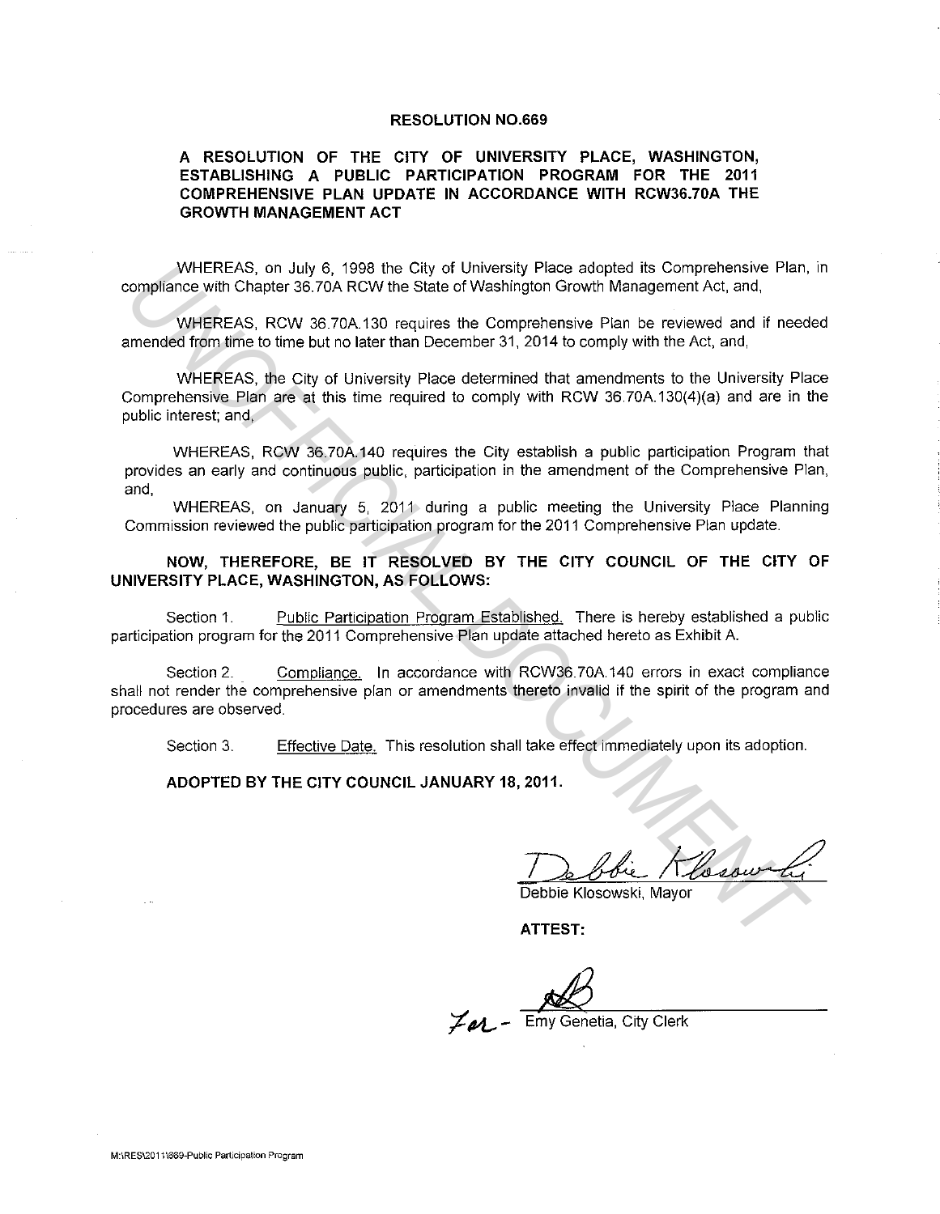# RESOLUTION NO.669

## A RESOLUTION OF THE CITY OF UNIVERSITY PLACE, WASHINGTON, ESTABLISHING A PUBLIC PARTICIPATION PROGRAM FOR THE 2011 COMPREHENSIVE PLAN UPDATE IN ACCORDANCE WITH RCW36.70A THE GROWTH MANAGEMENT ACT

WHEREAS, on July 6, 1998 the City of University Place adopted its Comprehensive Plan, in compliance with Chapter 36.70A RCW the State of Washington Growth Management Act, and,

WHEREAS, RCW 36.70A.130 requires the Comprehensive Plan be reviewed and if needed amended from time to time but no later than December 31, 2014 to comply with the Act, and,

WHEREAS, the City of University Place determined that amendments to the University Place Comprehensive Plan are at this time required to comply with RCW 36.70A.130(4)(a) and are in the public interest; and,

WHEREAS, RCW 36.70A.140 requires the City establish a public participation Program that provides an early and continuous public, participation in the amendment of the Comprehensive Plan, and,

WHEREAS, on January 5, 2011 during a public meeting the University Place Planning Commission reviewed the public participation program for the 2011 Comprehensive Plan update.

**NOW, THEREFORE, BE IT RESOLVED BY THE CITY COUNCIL OF THE CITY OF UNIVERSITY PLACE, WASHINGTON, AS FOLLOWS:**

Section 1. Public Participation Program Established. There is hereby established a public participation program for the 2011 Comprehensive Plan update attached hereto as Exhibit A.

Section 2. Compliance. In accordance with RCW36.70A.140 errors in exact compliance shall not render the comprehensive plan or amendments thereto invalid if the spirit of the program and procedures are observed.

Section 3. Effective Date. This resolution shall take effect immediately upon its adoption.

**ADOPTED BY THE CITY COUNCIL JANUARY 18, 2011.**

Debbie Klosowski, Mayor

**ATTEST:**

For - Emy Genetia, City Clerk

M:\RES\2011\669-Public Participation Program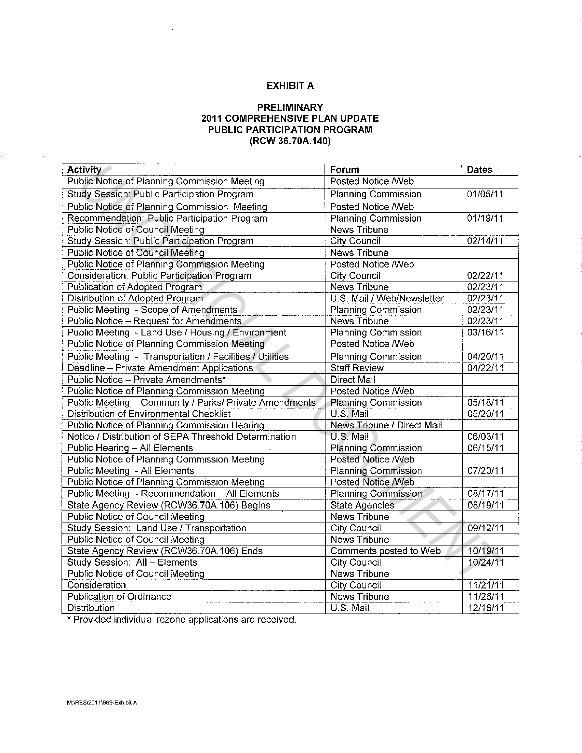**EXHIBIT A**

**PRELIMINARY
2011 COMPREHENSIVE PLAN UPDATE
PUBLIC PARTICIPATION PROGRAM
(RCW 36.70A.140)**

| Activity | Forum | Dates |
|---|---|---|
| Public Notice of Planning Commission Meeting | Posted Notice /Web | |
| Study Session: Public Participation Program | Planning Commission | 01/05/11 |
| Public Notice of Planning Commission Meeting | Posted Notice /Web | |
| Recommendation: Public Participation Program | Planning Commission | 01/19/11 |
| Public Notice of Council Meeting | News Tribune | |
| Study Session: Public Participation Program | City Council | 02/14/11 |
| Public Notice of Council Meeting | News Tribune | |
| Public Notice of Planning Commission Meeting | Posted Notice /Web | |
| Consideration: Public Participation Program | City Council | 02/22/11 |
| Publication of Adopted Program | News Tribune | 02/23/11 |
| Distribution of Adopted Program | U.S. Mail / Web/Newsletter | 02/23/11 |
| Public Meeting - Scope of Amendments | Planning Commission | 02/23/11 |
| Public Notice – Request for Amendments | News Tribune | 02/23/11 |
| Public Meeting - Land Use / Housing / Environment | Planning Commission | 03/16/11 |
| Public Notice of Planning Commission Meeting | Posted Notice /Web | |
| Public Meeting - Transportation / Facilities / Utilities | Planning Commission | 04/20/11 |
| Deadline – Private Amendment Applications | Staff Review | 04/22/11 |
| Public Notice – Private Amendments* | Direct Mail | |
| Public Notice of Planning Commission Meeting | Posted Notice /Web | |
| Public Meeting - Community / Parks/ Private Amendments | Planning Commission | 05/18/11 |
| Distribution of Environmental Checklist | U.S. Mail | 05/20/11 |
| Public Notice of Planning Commission Hearing | News Tribune / Direct Mail | |
| Notice / Distribution of SEPA Threshold Determination | U.S. Mail | 06/03/11 |
| Public Hearing – All Elements | Planning Commission | 06/15/11 |
| Public Notice of Planning Commission Meeting | Posted Notice /Web | |
| Public Meeting - All Elements | Planning Commission | 07/20/11 |
| Public Notice of Planning Commission Meeting | Posted Notice /Web | |
| Public Meeting - Recommendation – All Elements | Planning Commission | 08/17/11 |
| State Agency Review (RCW36.70A.106) Begins | State Agencies | 08/19/11 |
| Public Notice of Council Meeting | News Tribune | |
| Study Session: Land Use / Transportation | City Council | 09/12/11 |
| Public Notice of Council Meeting | News Tribune | |
| State Agency Review (RCW36.70A.106) Ends | Comments posted to Web | 10/19/11 |
| Study Session: All – Elements | City Council | 10/24/11 |
| Public Notice of Council Meeting | News Tribune | |
| Consideration | City Council | 11/21/11 |
| Publication of Ordinance | News Tribune | 11/26/11 |
| Distribution | U.S. Mail | 12/16/11 |

* Provided individual rezone applications are received.

M:\RES\2011\669-Exhibit A